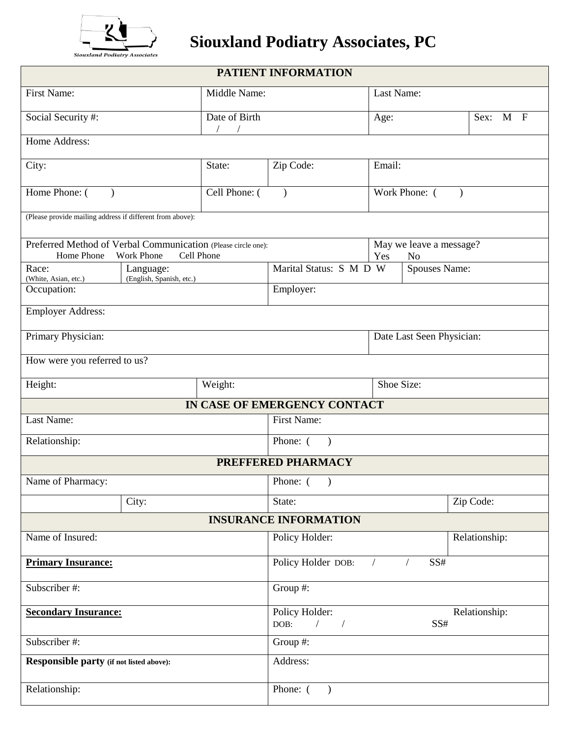# Siouxland Podiatry Associates, PC

## PATIENT INFORMATION

| First Name: | Middle Name: | Last Name: | |
|---|---|---|---|
| Social Security #: | Date of Birth / / | Age: | Sex: M F |
| Home Address: | | | |
| City: | State: | Zip Code: | Email: |
| Home Phone: ( ) | Cell Phone: ( ) | Work Phone: ( ) | |
| (Please provide mailing address if different from above): | | | |
| Preferred Method of Verbal Communication (Please circle one): Home Phone Work Phone Cell Phone | | May we leave a message? Yes No | |
| Race: (White, Asian, etc.) | Language: (English, Spanish, etc.) | Marital Status: S M D W | Spouses Name: |
| Occupation: | | Employer: | |
| Employer Address: | | | |
| Primary Physician: | | Date Last Seen Physician: | |
| How were you referred to us? | | | |
| Height: | Weight: | Shoe Size: | |

## IN CASE OF EMERGENCY CONTACT

| Last Name: | First Name: |
|---|---|
| Relationship: | Phone: ( ) |

## PREFFERED PHARMACY

| Name of Pharmacy: | | Phone: ( ) | |
|---|---|---|---|
| | City: | State: | Zip Code: |

## INSURANCE INFORMATION

| Name of Insured: | Policy Holder: | Relationship: |
|---|---|---|
| **Primary Insurance:** | Policy Holder DOB: / / SS# | |
| Subscriber #: | Group #: | |
| **Secondary Insurance:** | Policy Holder: DOB: / / SS# | Relationship: |
| Subscriber #: | Group #: | |
| **Responsible party** (if not listed above): | Address: | |
| Relationship: | Phone: ( ) | |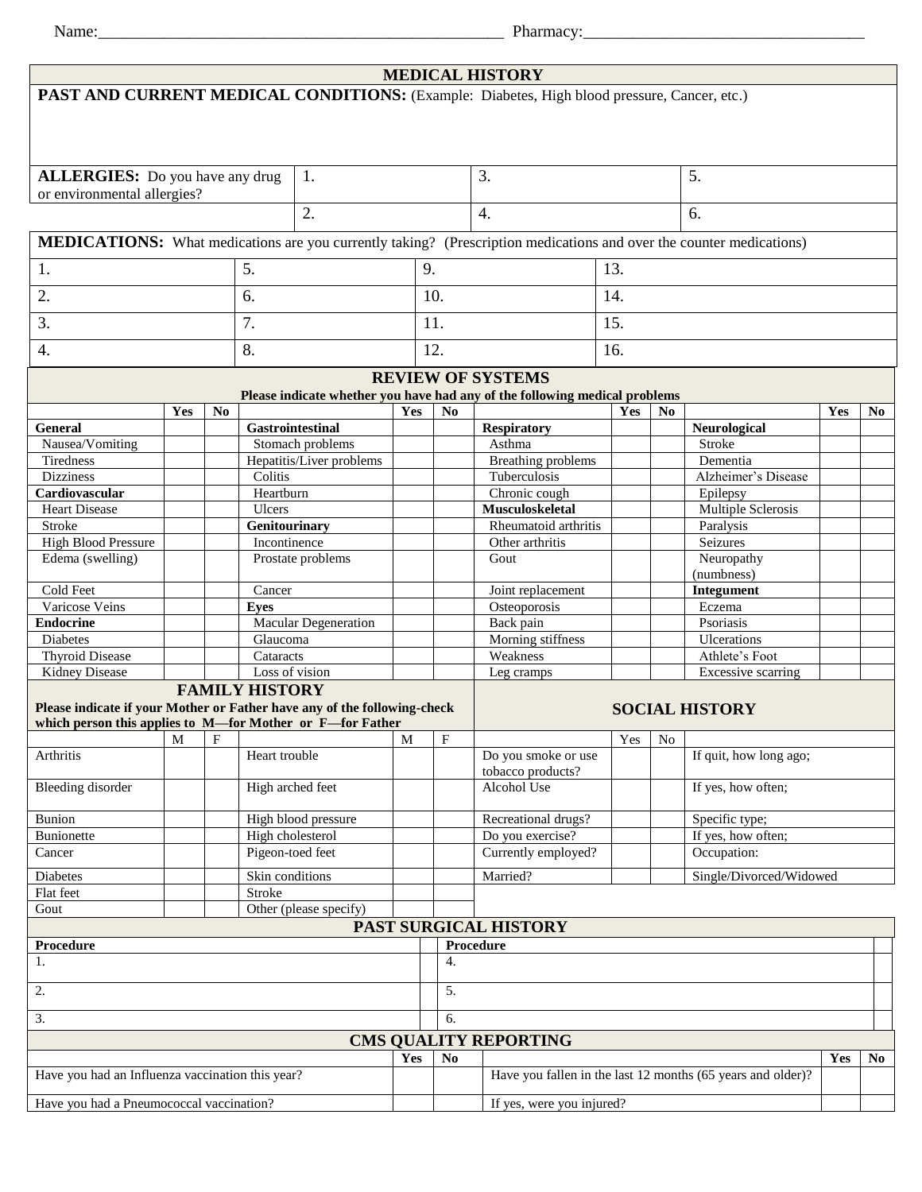Name:_______________________________________________ Pharmacy:_________________________________

## MEDICAL HISTORY

**PAST AND CURRENT MEDICAL CONDITIONS:** (Example: Diabetes, High blood pressure, Cancer, etc.)

| **ALLERGIES:** Do you have any drug or environmental allergies? | 1. | 3. | 5. |
|---|---|---|---|
| | 2. | 4. | 6. |

**MEDICATIONS:** What medications are you currently taking? (Prescription medications and over the counter medications)

| | | | |
|---|---|---|---|
| 1. | 5. | 9. | 13. |
| 2. | 6. | 10. | 14. |
| 3. | 7. | 11. | 15. |
| 4. | 8. | 12. | 16. |

## REVIEW OF SYSTEMS

**Please indicate whether you have had any of the following medical problems**

| | Yes | No | | Yes | No | | Yes | No | | Yes | No |
|---|---|---|---|---|---|---|---|---|---|---|---|
| **General** | | | **Gastrointestinal** | | | **Respiratory** | | | **Neurological** | | |
| Nausea/Vomiting | | | Stomach problems | | | Asthma | | | Stroke | | |
| Tiredness | | | Hepatitis/Liver problems | | | Breathing problems | | | Dementia | | |
| Dizziness | | | Colitis | | | Tuberculosis | | | Alzheimer's Disease | | |
| **Cardiovascular** | | | Heartburn | | | Chronic cough | | | Epilepsy | | |
| Heart Disease | | | Ulcers | | | **Musculoskeletal** | | | Multiple Sclerosis | | |
| Stroke | | | **Genitourinary** | | | Rheumatoid arthritis | | | Paralysis | | |
| High Blood Pressure | | | Incontinence | | | Other arthritis | | | Seizures | | |
| Edema (swelling) | | | Prostate problems | | | Gout | | | Neuropathy (numbness) | | |
| Cold Feet | | | Cancer | | | Joint replacement | | | **Integument** | | |
| Varicose Veins | | | **Eyes** | | | Osteoporosis | | | Eczema | | |
| **Endocrine** | | | Macular Degeneration | | | Back pain | | | Psoriasis | | |
| Diabetes | | | Glaucoma | | | Morning stiffness | | | Ulcerations | | |
| Thyroid Disease | | | Cataracts | | | Weakness | | | Athlete's Foot | | |
| Kidney Disease | | | Loss of vision | | | Leg cramps | | | Excessive scarring | | |

## FAMILY HISTORY

**Please indicate if your Mother or Father have any of the following-check which person this applies to M—for Mother or F—for Father**

| | M | F | | M | F |
|---|---|---|---|---|---|
| Arthritis | | | Heart trouble | | |
| Bleeding disorder | | | High arched feet | | |
| Bunion | | | High blood pressure | | |
| Bunionette | | | High cholesterol | | |
| Cancer | | | Pigeon-toed feet | | |
| Diabetes | | | Skin conditions | | |
| Flat feet | | | Stroke | | |
| Gout | | | Other (please specify) | | |

## SOCIAL HISTORY

| | Yes | No | |
|---|---|---|---|
| Do you smoke or use tobacco products? | | | If quit, how long ago; |
| Alcohol Use | | | If yes, how often; |
| Recreational drugs? | | | Specific type; |
| Do you exercise? | | | If yes, how often; |
| Currently employed? | | | Occupation: |
| Married? | | | Single/Divorced/Widowed |

## PAST SURGICAL HISTORY

| **Procedure** | **Procedure** |
|---|---|
| 1. | 4. |
| 2. | 5. |
| 3. | 6. |

## CMS QUALITY REPORTING

| | Yes | No | | Yes | No |
|---|---|---|---|---|---|
| Have you had an Influenza vaccination this year? | | | Have you fallen in the last 12 months (65 years and older)? | | |
| Have you had a Pneumococcal vaccination? | | | If yes, were you injured? | | |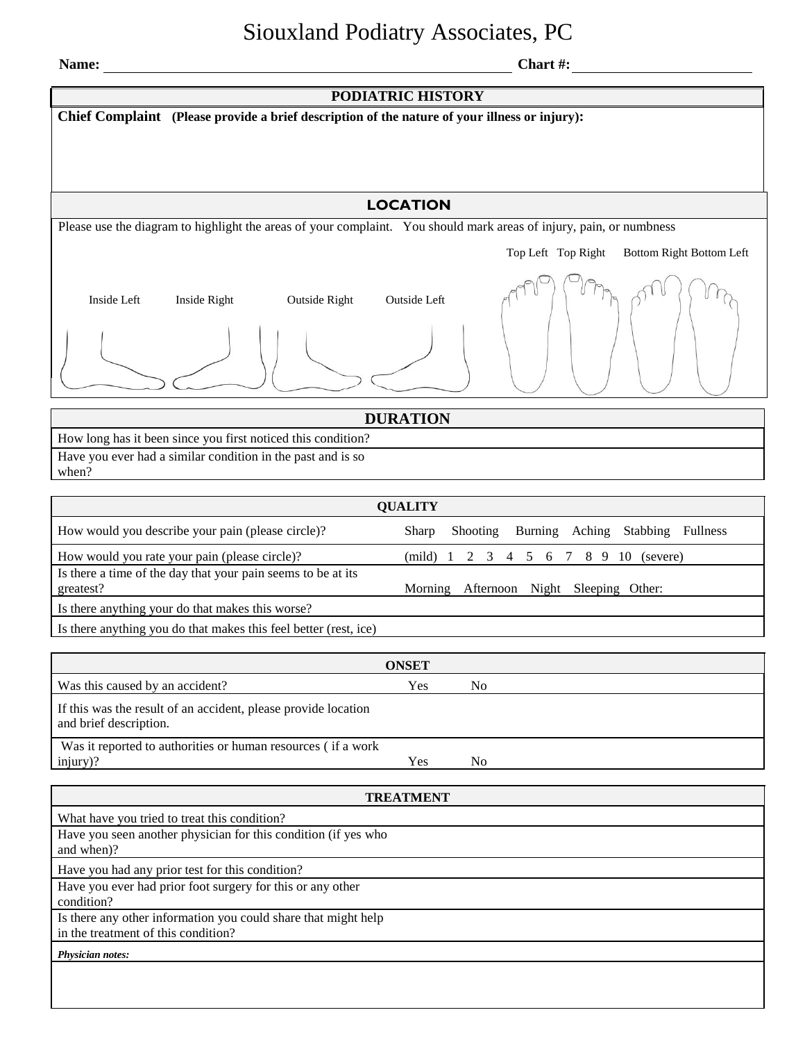# Siouxland Podiatry Associates, PC

**Name:** ______________________ **Chart #:** ______________

## PODIATRIC HISTORY

**Chief Complaint (Please provide a brief description of the nature of your illness or injury):**

## LOCATION

Please use the diagram to highlight the areas of your complaint. You should mark areas of injury, pain, or numbness

Inside Left Inside Right Outside Right Outside Left

Top Left Top Right Bottom Right Bottom Left

## DURATION

| | |
|---|---|
| How long has it been since you first noticed this condition? | |
| Have you ever had a similar condition in the past and is so when? | |

## QUALITY

| | |
|---|---|
| How would you describe your pain (please circle)? | Sharp Shooting Burning Aching Stabbing Fullness |
| How would you rate your pain (please circle)? | (mild) 1 2 3 4 5 6 7 8 9 10 (severe) |
| Is there a time of the day that your pain seems to be at its greatest? | Morning Afternoon Night Sleeping Other: |
| Is there anything your do that makes this worse? | |
| Is there anything you do that makes this feel better (rest, ice) | |

## ONSET

| | |
|---|---|
| Was this caused by an accident? | Yes No |
| If this was the result of an accident, please provide location and brief description. | |
| Was it reported to authorities or human resources ( if a work injury)? | Yes No |

## TREATMENT

| | |
|---|---|
| What have you tried to treat this condition? | |
| Have you seen another physician for this condition (if yes who and when)? | |
| Have you had any prior test for this condition? | |
| Have you ever had prior foot surgery for this or any other condition? | |
| Is there any other information you could share that might help in the treatment of this condition? | |

***Physician notes:***